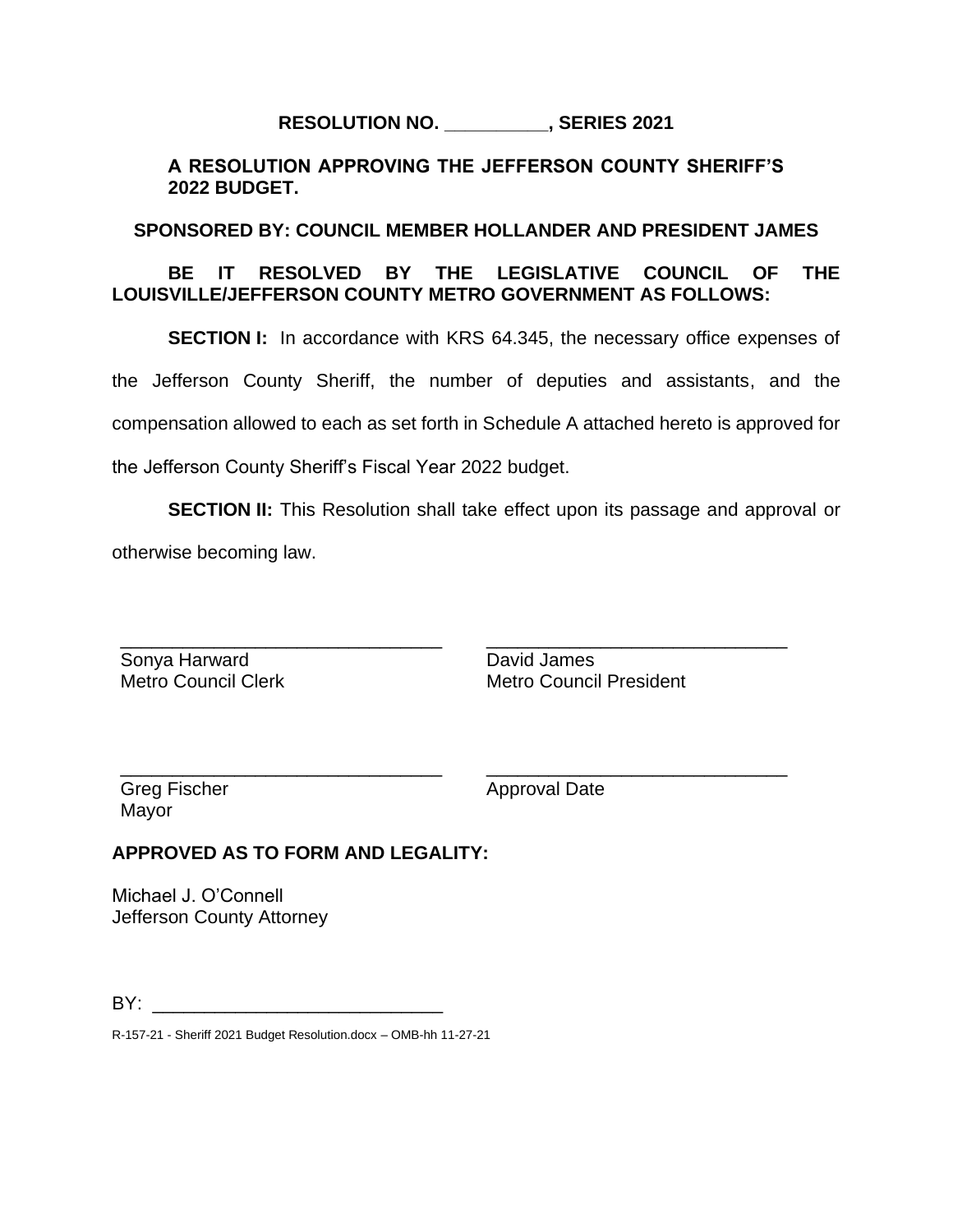**RESOLUTION NO. __________, SERIES 2021**

**A RESOLUTION APPROVING THE JEFFERSON COUNTY SHERIFF'S 2022 BUDGET.**

**SPONSORED BY: COUNCIL MEMBER HOLLANDER AND PRESIDENT JAMES**

**BE IT RESOLVED BY THE LEGISLATIVE COUNCIL OF THE LOUISVILLE/JEFFERSON COUNTY METRO GOVERNMENT AS FOLLOWS:**

**SECTION I:** In accordance with KRS 64.345, the necessary office expenses of the Jefferson County Sheriff, the number of deputies and assistants, and the compensation allowed to each as set forth in Schedule A attached hereto is approved for the Jefferson County Sheriff's Fiscal Year 2022 budget.

**SECTION II:** This Resolution shall take effect upon its passage and approval or otherwise becoming law.

_______________________________
Sonya Harward
Metro Council Clerk

_______________________________
David James
Metro Council President

_______________________________
Greg Fischer
Mayor

_______________________________
Approval Date

**APPROVED AS TO FORM AND LEGALITY:**

Michael J. O'Connell
Jefferson County Attorney

BY: ____________________________

R-157-21 - Sheriff 2021 Budget Resolution.docx – OMB-hh 11-27-21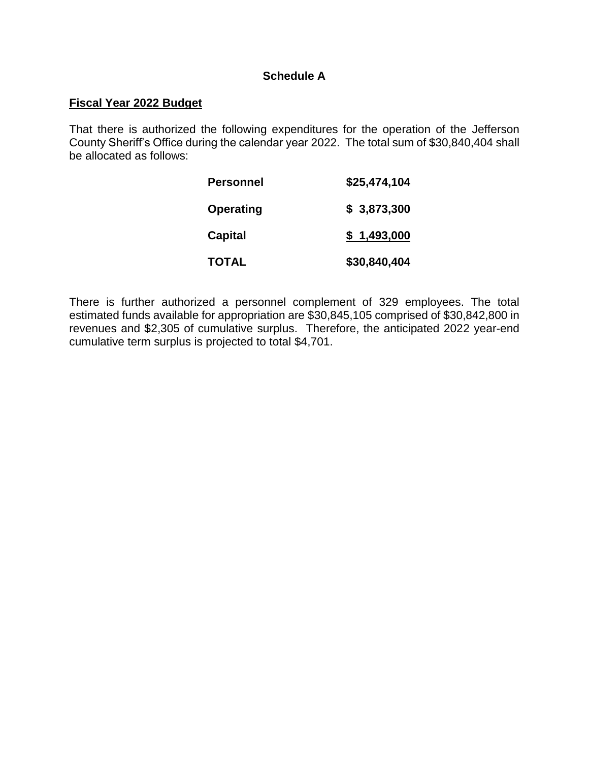**Schedule A**

**Fiscal Year 2022 Budget**

That there is authorized the following expenditures for the operation of the Jefferson County Sheriff's Office during the calendar year 2022. The total sum of $30,840,404 shall be allocated as follows:

| | |
|---|---|
| **Personnel** | **$25,474,104** |
| **Operating** | **$ 3,873,300** |
| **Capital** | **$ 1,493,000** |
| **TOTAL** | **$30,840,404** |

There is further authorized a personnel complement of 329 employees. The total estimated funds available for appropriation are $30,845,105 comprised of $30,842,800 in revenues and $2,305 of cumulative surplus. Therefore, the anticipated 2022 year-end cumulative term surplus is projected to total $4,701.